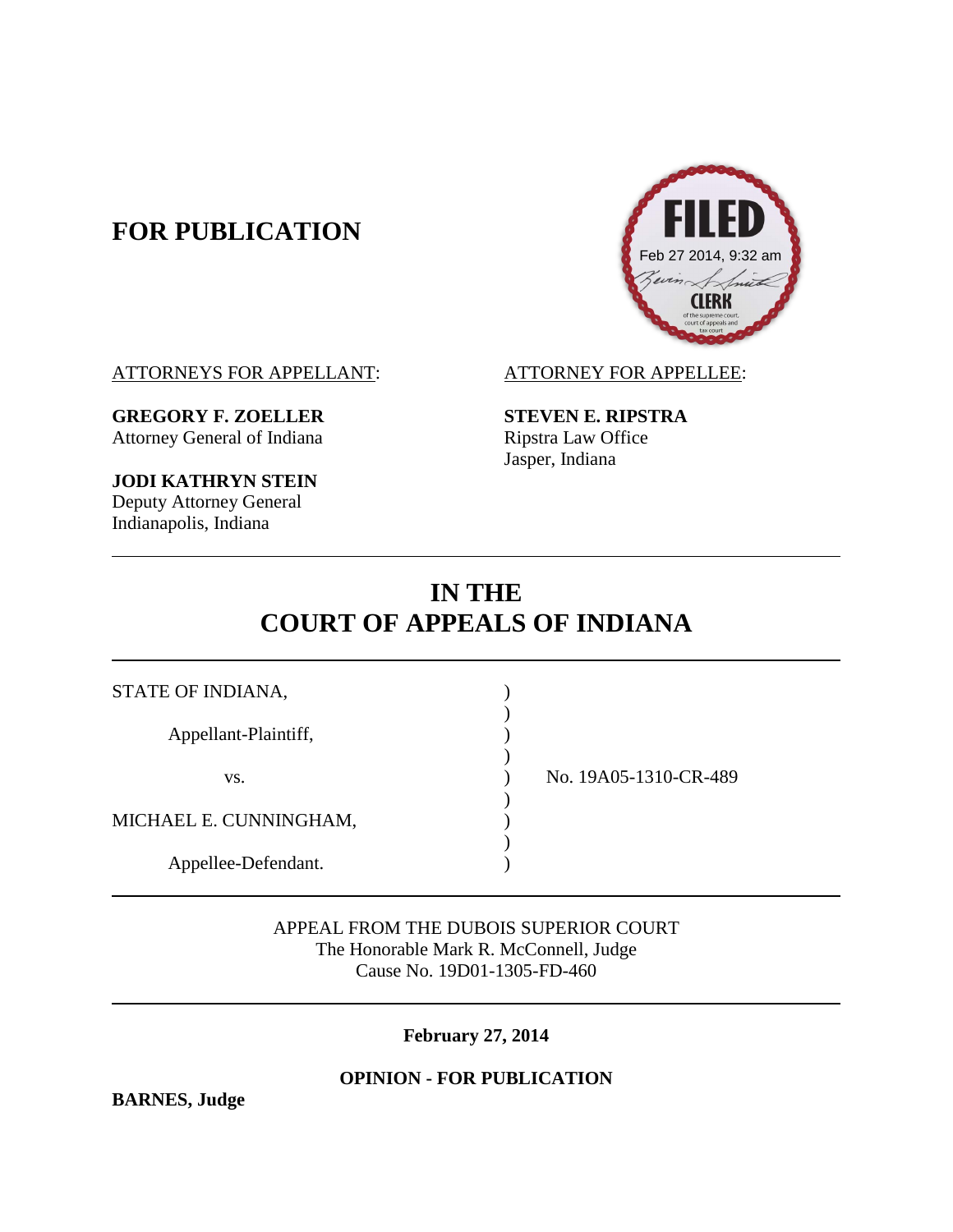**FOR PUBLICATION**

FILED
Feb 27 2014, 9:32 am
CLERK
of the supreme court, court of appeals and tax court

ATTORNEYS FOR APPELLANT:

**GREGORY F. ZOELLER**
Attorney General of Indiana

**JODI KATHRYN STEIN**
Deputy Attorney General
Indianapolis, Indiana

ATTORNEY FOR APPELLEE:

**STEVEN E. RIPSTRA**
Ripstra Law Office
Jasper, Indiana

---

# IN THE COURT OF APPEALS OF INDIANA

---

| | | |
|---|---|---|
| STATE OF INDIANA, | ) | |
| | ) | |
| Appellant-Plaintiff, | ) | |
| | ) | |
| vs. | ) | No. 19A05-1310-CR-489 |
| | ) | |
| MICHAEL E. CUNNINGHAM, | ) | |
| | ) | |
| Appellee-Defendant. | ) | |

---

APPEAL FROM THE DUBOIS SUPERIOR COURT
The Honorable Mark R. McConnell, Judge
Cause No. 19D01-1305-FD-460

---

**February 27, 2014**

**OPINION - FOR PUBLICATION**

**BARNES, Judge**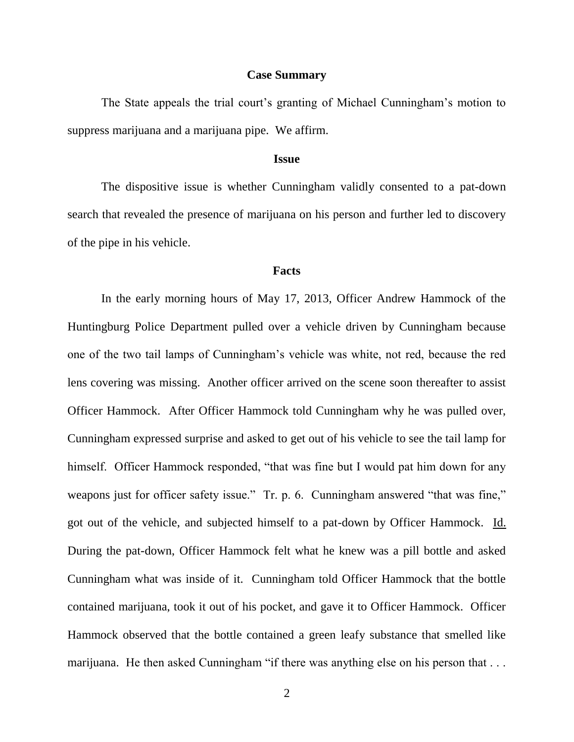## Case Summary

The State appeals the trial court's granting of Michael Cunningham's motion to suppress marijuana and a marijuana pipe. We affirm.

## Issue

The dispositive issue is whether Cunningham validly consented to a pat-down search that revealed the presence of marijuana on his person and further led to discovery of the pipe in his vehicle.

## Facts

In the early morning hours of May 17, 2013, Officer Andrew Hammock of the Huntingburg Police Department pulled over a vehicle driven by Cunningham because one of the two tail lamps of Cunningham's vehicle was white, not red, because the red lens covering was missing. Another officer arrived on the scene soon thereafter to assist Officer Hammock. After Officer Hammock told Cunningham why he was pulled over, Cunningham expressed surprise and asked to get out of his vehicle to see the tail lamp for himself. Officer Hammock responded, "that was fine but I would pat him down for any weapons just for officer safety issue." Tr. p. 6. Cunningham answered "that was fine," got out of the vehicle, and subjected himself to a pat-down by Officer Hammock. Id. During the pat-down, Officer Hammock felt what he knew was a pill bottle and asked Cunningham what was inside of it. Cunningham told Officer Hammock that the bottle contained marijuana, took it out of his pocket, and gave it to Officer Hammock. Officer Hammock observed that the bottle contained a green leafy substance that smelled like marijuana. He then asked Cunningham "if there was anything else on his person that . . .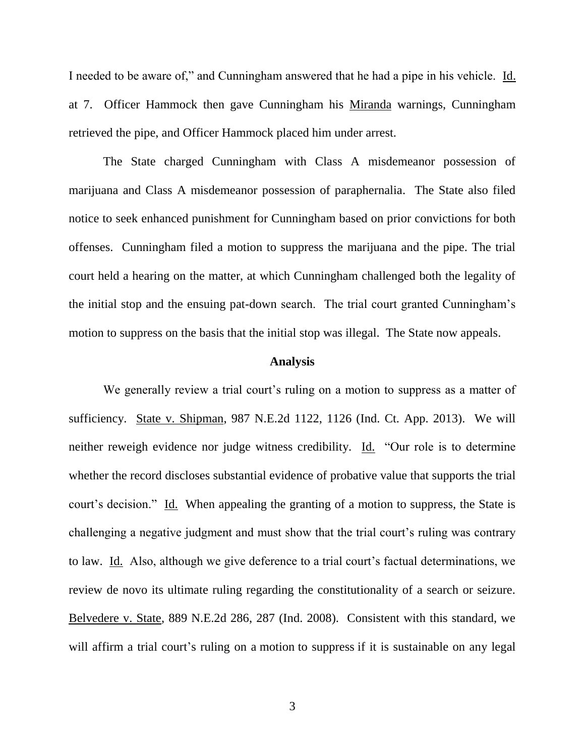I needed to be aware of," and Cunningham answered that he had a pipe in his vehicle. Id. at 7. Officer Hammock then gave Cunningham his Miranda warnings, Cunningham retrieved the pipe, and Officer Hammock placed him under arrest.

The State charged Cunningham with Class A misdemeanor possession of marijuana and Class A misdemeanor possession of paraphernalia. The State also filed notice to seek enhanced punishment for Cunningham based on prior convictions for both offenses. Cunningham filed a motion to suppress the marijuana and the pipe. The trial court held a hearing on the matter, at which Cunningham challenged both the legality of the initial stop and the ensuing pat-down search. The trial court granted Cunningham's motion to suppress on the basis that the initial stop was illegal. The State now appeals.

## Analysis

We generally review a trial court's ruling on a motion to suppress as a matter of sufficiency. State v. Shipman, 987 N.E.2d 1122, 1126 (Ind. Ct. App. 2013). We will neither reweigh evidence nor judge witness credibility. Id. "Our role is to determine whether the record discloses substantial evidence of probative value that supports the trial court's decision." Id. When appealing the granting of a motion to suppress, the State is challenging a negative judgment and must show that the trial court's ruling was contrary to law. Id. Also, although we give deference to a trial court's factual determinations, we review de novo its ultimate ruling regarding the constitutionality of a search or seizure. Belvedere v. State, 889 N.E.2d 286, 287 (Ind. 2008). Consistent with this standard, we will affirm a trial court's ruling on a motion to suppress if it is sustainable on any legal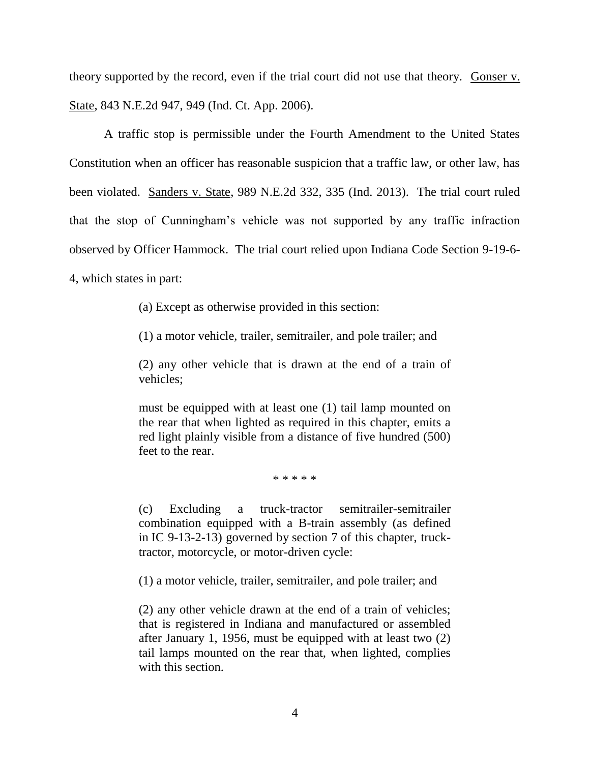theory supported by the record, even if the trial court did not use that theory. Gonser v. State, 843 N.E.2d 947, 949 (Ind. Ct. App. 2006).

A traffic stop is permissible under the Fourth Amendment to the United States Constitution when an officer has reasonable suspicion that a traffic law, or other law, has been violated. Sanders v. State, 989 N.E.2d 332, 335 (Ind. 2013). The trial court ruled that the stop of Cunningham's vehicle was not supported by any traffic infraction observed by Officer Hammock. The trial court relied upon Indiana Code Section 9-19-6-4, which states in part:

> (a) Except as otherwise provided in this section:
>
> (1) a motor vehicle, trailer, semitrailer, and pole trailer; and
>
> (2) any other vehicle that is drawn at the end of a train of vehicles;
>
> must be equipped with at least one (1) tail lamp mounted on the rear that when lighted as required in this chapter, emits a red light plainly visible from a distance of five hundred (500) feet to the rear.
>
> * * * * *
>
> (c) Excluding a truck-tractor semitrailer-semitrailer combination equipped with a B-train assembly (as defined in IC 9-13-2-13) governed by section 7 of this chapter, truck-tractor, motorcycle, or motor-driven cycle:
>
> (1) a motor vehicle, trailer, semitrailer, and pole trailer; and
>
> (2) any other vehicle drawn at the end of a train of vehicles; that is registered in Indiana and manufactured or assembled after January 1, 1956, must be equipped with at least two (2) tail lamps mounted on the rear that, when lighted, complies with this section.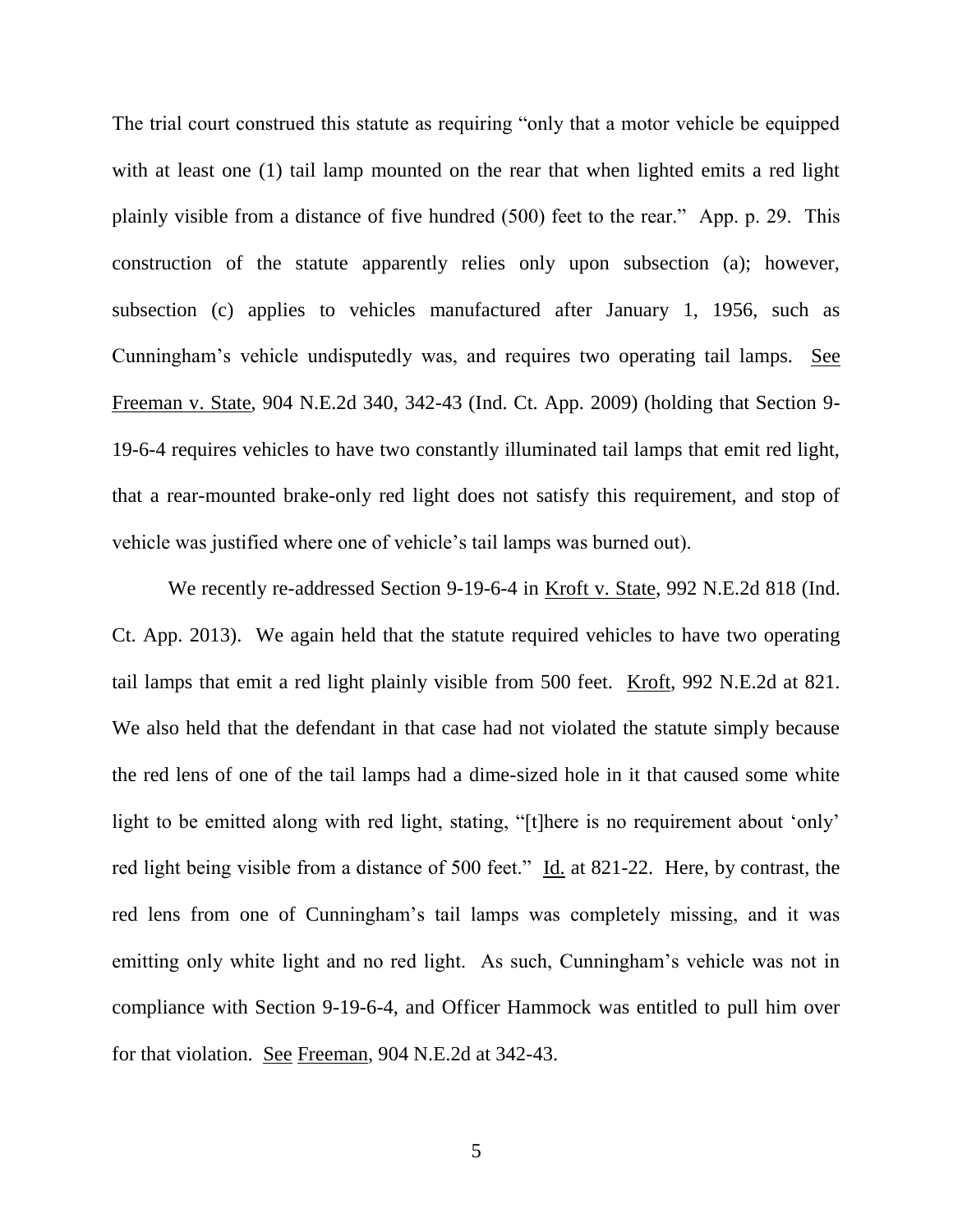The trial court construed this statute as requiring "only that a motor vehicle be equipped with at least one (1) tail lamp mounted on the rear that when lighted emits a red light plainly visible from a distance of five hundred (500) feet to the rear." App. p. 29. This construction of the statute apparently relies only upon subsection (a); however, subsection (c) applies to vehicles manufactured after January 1, 1956, such as Cunningham's vehicle undisputedly was, and requires two operating tail lamps. See Freeman v. State, 904 N.E.2d 340, 342-43 (Ind. Ct. App. 2009) (holding that Section 9-19-6-4 requires vehicles to have two constantly illuminated tail lamps that emit red light, that a rear-mounted brake-only red light does not satisfy this requirement, and stop of vehicle was justified where one of vehicle's tail lamps was burned out).

We recently re-addressed Section 9-19-6-4 in Kroft v. State, 992 N.E.2d 818 (Ind. Ct. App. 2013). We again held that the statute required vehicles to have two operating tail lamps that emit a red light plainly visible from 500 feet. Kroft, 992 N.E.2d at 821. We also held that the defendant in that case had not violated the statute simply because the red lens of one of the tail lamps had a dime-sized hole in it that caused some white light to be emitted along with red light, stating, "[t]here is no requirement about 'only' red light being visible from a distance of 500 feet." Id. at 821-22. Here, by contrast, the red lens from one of Cunningham's tail lamps was completely missing, and it was emitting only white light and no red light. As such, Cunningham's vehicle was not in compliance with Section 9-19-6-4, and Officer Hammock was entitled to pull him over for that violation. See Freeman, 904 N.E.2d at 342-43.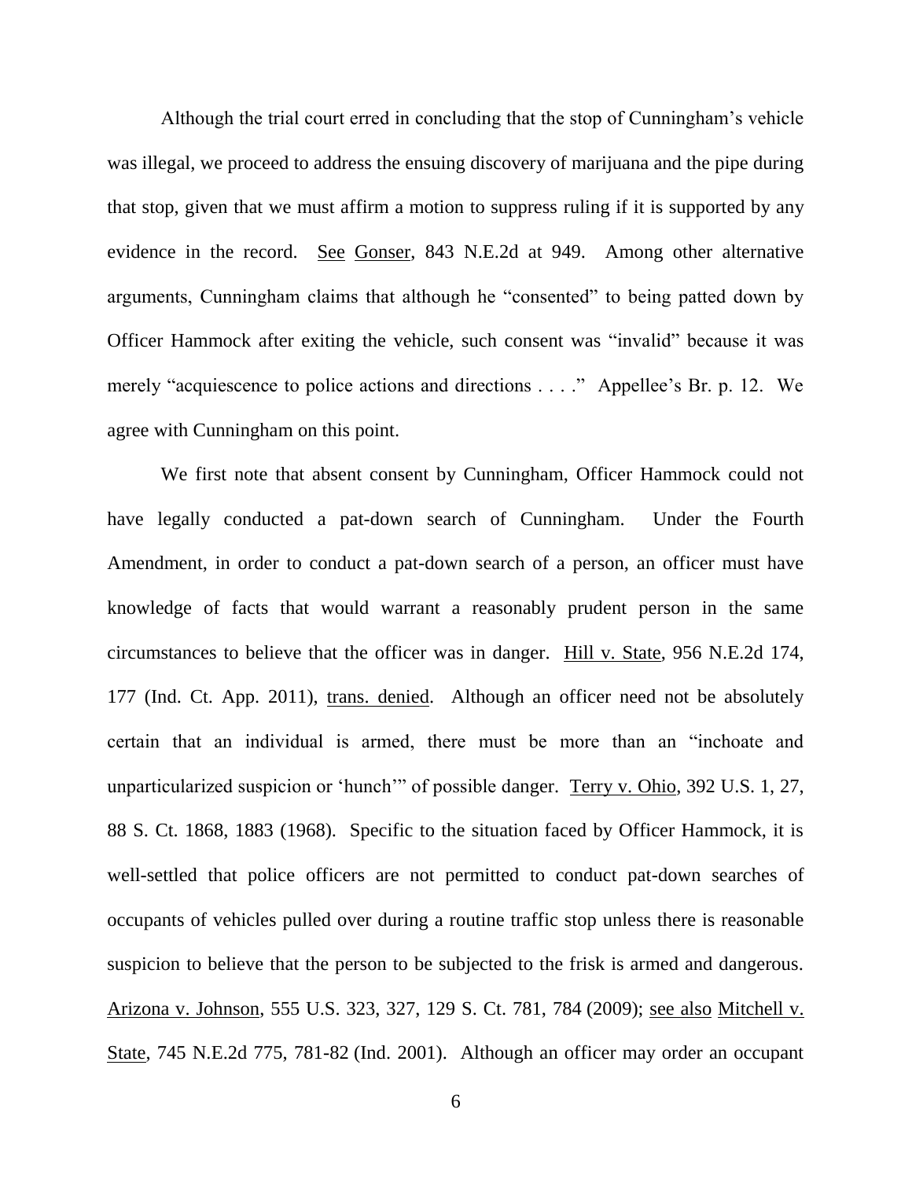Although the trial court erred in concluding that the stop of Cunningham's vehicle was illegal, we proceed to address the ensuing discovery of marijuana and the pipe during that stop, given that we must affirm a motion to suppress ruling if it is supported by any evidence in the record. See Gonser, 843 N.E.2d at 949. Among other alternative arguments, Cunningham claims that although he "consented" to being patted down by Officer Hammock after exiting the vehicle, such consent was "invalid" because it was merely "acquiescence to police actions and directions . . . ." Appellee's Br. p. 12. We agree with Cunningham on this point.

We first note that absent consent by Cunningham, Officer Hammock could not have legally conducted a pat-down search of Cunningham. Under the Fourth Amendment, in order to conduct a pat-down search of a person, an officer must have knowledge of facts that would warrant a reasonably prudent person in the same circumstances to believe that the officer was in danger. Hill v. State, 956 N.E.2d 174, 177 (Ind. Ct. App. 2011), trans. denied. Although an officer need not be absolutely certain that an individual is armed, there must be more than an "inchoate and unparticularized suspicion or 'hunch'" of possible danger. Terry v. Ohio, 392 U.S. 1, 27, 88 S. Ct. 1868, 1883 (1968). Specific to the situation faced by Officer Hammock, it is well-settled that police officers are not permitted to conduct pat-down searches of occupants of vehicles pulled over during a routine traffic stop unless there is reasonable suspicion to believe that the person to be subjected to the frisk is armed and dangerous. Arizona v. Johnson, 555 U.S. 323, 327, 129 S. Ct. 781, 784 (2009); see also Mitchell v. State, 745 N.E.2d 775, 781-82 (Ind. 2001). Although an officer may order an occupant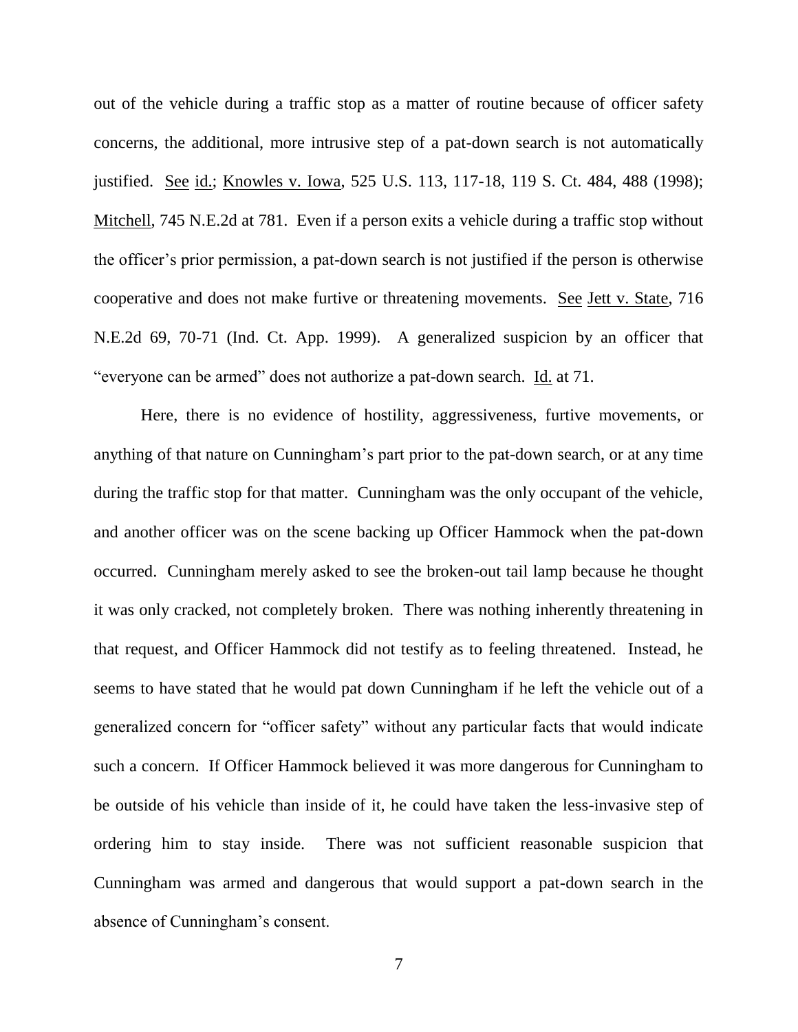out of the vehicle during a traffic stop as a matter of routine because of officer safety concerns, the additional, more intrusive step of a pat-down search is not automatically justified. See id.; Knowles v. Iowa, 525 U.S. 113, 117-18, 119 S. Ct. 484, 488 (1998); Mitchell, 745 N.E.2d at 781. Even if a person exits a vehicle during a traffic stop without the officer's prior permission, a pat-down search is not justified if the person is otherwise cooperative and does not make furtive or threatening movements. See Jett v. State, 716 N.E.2d 69, 70-71 (Ind. Ct. App. 1999). A generalized suspicion by an officer that "everyone can be armed" does not authorize a pat-down search. Id. at 71.

Here, there is no evidence of hostility, aggressiveness, furtive movements, or anything of that nature on Cunningham's part prior to the pat-down search, or at any time during the traffic stop for that matter. Cunningham was the only occupant of the vehicle, and another officer was on the scene backing up Officer Hammock when the pat-down occurred. Cunningham merely asked to see the broken-out tail lamp because he thought it was only cracked, not completely broken. There was nothing inherently threatening in that request, and Officer Hammock did not testify as to feeling threatened. Instead, he seems to have stated that he would pat down Cunningham if he left the vehicle out of a generalized concern for "officer safety" without any particular facts that would indicate such a concern. If Officer Hammock believed it was more dangerous for Cunningham to be outside of his vehicle than inside of it, he could have taken the less-invasive step of ordering him to stay inside. There was not sufficient reasonable suspicion that Cunningham was armed and dangerous that would support a pat-down search in the absence of Cunningham's consent.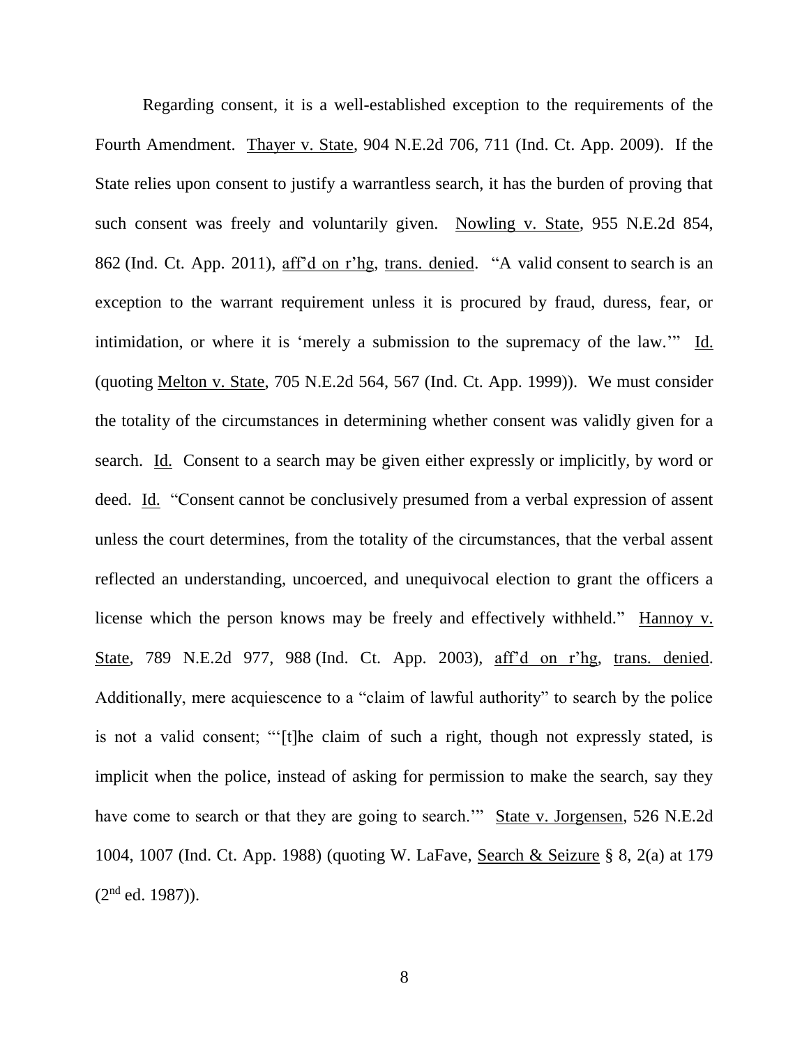Regarding consent, it is a well-established exception to the requirements of the Fourth Amendment. Thayer v. State, 904 N.E.2d 706, 711 (Ind. Ct. App. 2009). If the State relies upon consent to justify a warrantless search, it has the burden of proving that such consent was freely and voluntarily given. Nowling v. State, 955 N.E.2d 854, 862 (Ind. Ct. App. 2011), aff'd on r'hg, trans. denied. "A valid consent to search is an exception to the warrant requirement unless it is procured by fraud, duress, fear, or intimidation, or where it is 'merely a submission to the supremacy of the law.'" Id. (quoting Melton v. State, 705 N.E.2d 564, 567 (Ind. Ct. App. 1999)). We must consider the totality of the circumstances in determining whether consent was validly given for a search. Id. Consent to a search may be given either expressly or implicitly, by word or deed. Id. "Consent cannot be conclusively presumed from a verbal expression of assent unless the court determines, from the totality of the circumstances, that the verbal assent reflected an understanding, uncoerced, and unequivocal election to grant the officers a license which the person knows may be freely and effectively withheld." Hannoy v. State, 789 N.E.2d 977, 988 (Ind. Ct. App. 2003), aff'd on r'hg, trans. denied. Additionally, mere acquiescence to a "claim of lawful authority" to search by the police is not a valid consent; "'[t]he claim of such a right, though not expressly stated, is implicit when the police, instead of asking for permission to make the search, say they have come to search or that they are going to search.'" State v. Jorgensen, 526 N.E.2d 1004, 1007 (Ind. Ct. App. 1988) (quoting W. LaFave, Search & Seizure § 8, 2(a) at 179 (2nd ed. 1987)).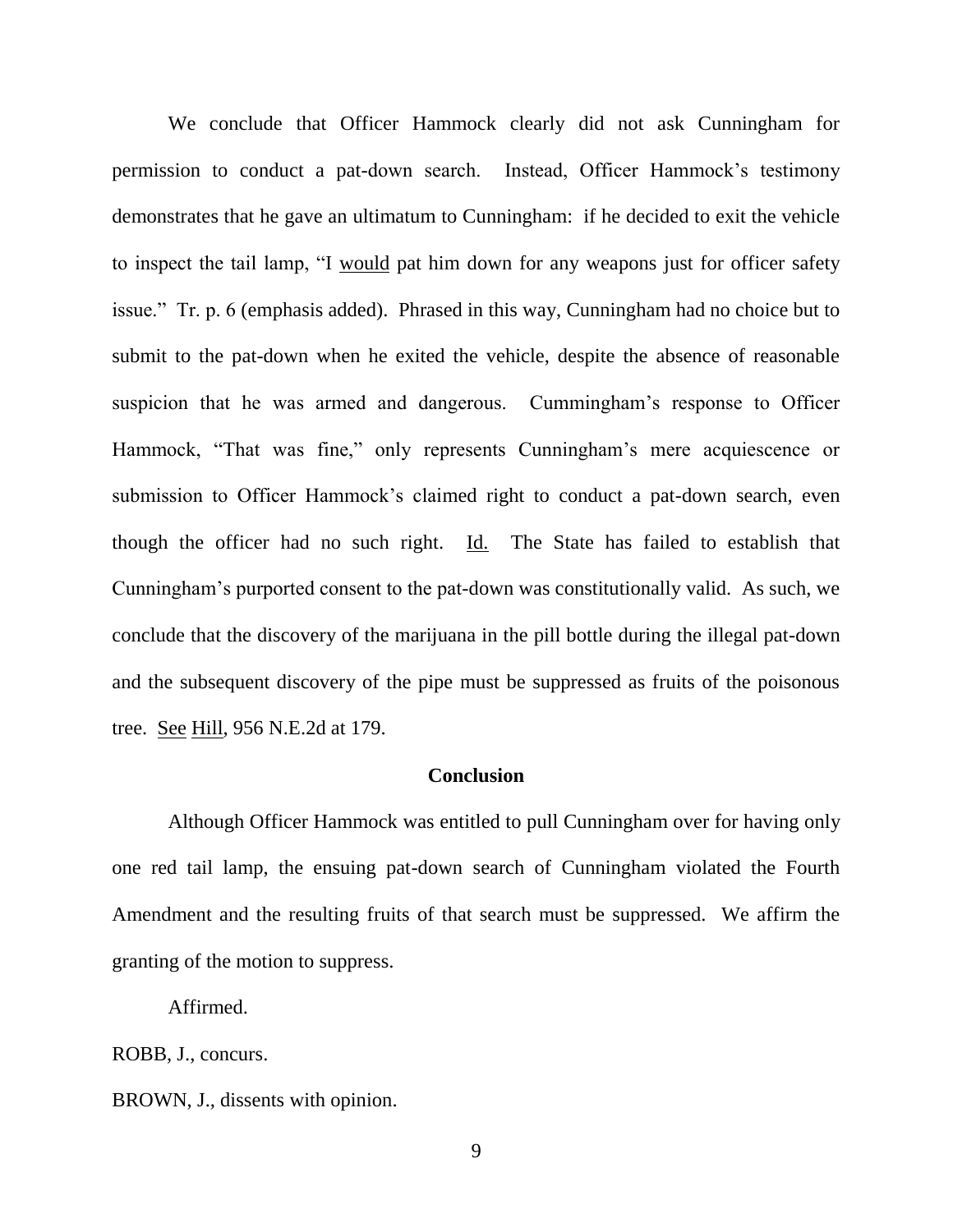We conclude that Officer Hammock clearly did not ask Cunningham for permission to conduct a pat-down search. Instead, Officer Hammock's testimony demonstrates that he gave an ultimatum to Cunningham: if he decided to exit the vehicle to inspect the tail lamp, "I would pat him down for any weapons just for officer safety issue." Tr. p. 6 (emphasis added). Phrased in this way, Cunningham had no choice but to submit to the pat-down when he exited the vehicle, despite the absence of reasonable suspicion that he was armed and dangerous. Cummingham's response to Officer Hammock, "That was fine," only represents Cunningham's mere acquiescence or submission to Officer Hammock's claimed right to conduct a pat-down search, even though the officer had no such right. Id. The State has failed to establish that Cunningham's purported consent to the pat-down was constitutionally valid. As such, we conclude that the discovery of the marijuana in the pill bottle during the illegal pat-down and the subsequent discovery of the pipe must be suppressed as fruits of the poisonous tree. See Hill, 956 N.E.2d at 179.

## Conclusion

Although Officer Hammock was entitled to pull Cunningham over for having only one red tail lamp, the ensuing pat-down search of Cunningham violated the Fourth Amendment and the resulting fruits of that search must be suppressed. We affirm the granting of the motion to suppress.

Affirmed.

ROBB, J., concurs.

BROWN, J., dissents with opinion.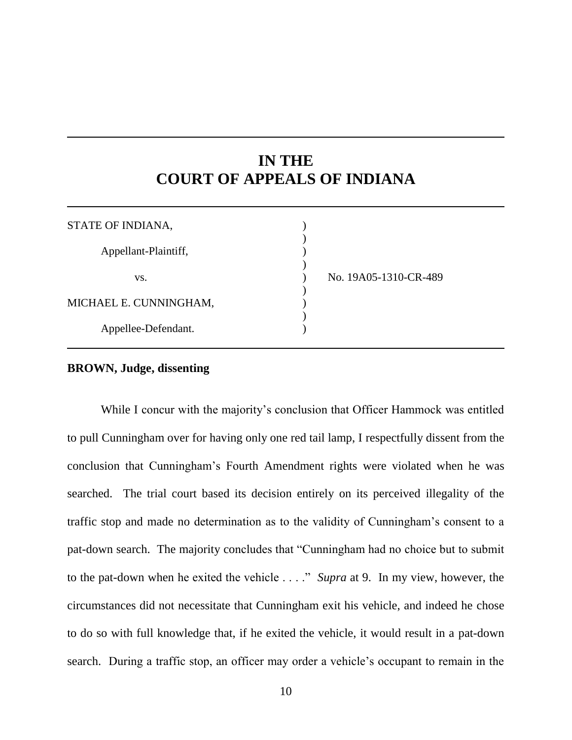# IN THE COURT OF APPEALS OF INDIANA

| | | |
|---|---|---|
| STATE OF INDIANA, | ) | |
| Appellant-Plaintiff, | ) | |
| vs. | ) | No. 19A05-1310-CR-489 |
| MICHAEL E. CUNNINGHAM, | ) | |
| Appellee-Defendant. | ) | |

**BROWN, Judge, dissenting**

While I concur with the majority's conclusion that Officer Hammock was entitled to pull Cunningham over for having only one red tail lamp, I respectfully dissent from the conclusion that Cunningham's Fourth Amendment rights were violated when he was searched. The trial court based its decision entirely on its perceived illegality of the traffic stop and made no determination as to the validity of Cunningham's consent to a pat-down search. The majority concludes that "Cunningham had no choice but to submit to the pat-down when he exited the vehicle . . . ." *Supra* at 9. In my view, however, the circumstances did not necessitate that Cunningham exit his vehicle, and indeed he chose to do so with full knowledge that, if he exited the vehicle, it would result in a pat-down search. During a traffic stop, an officer may order a vehicle's occupant to remain in the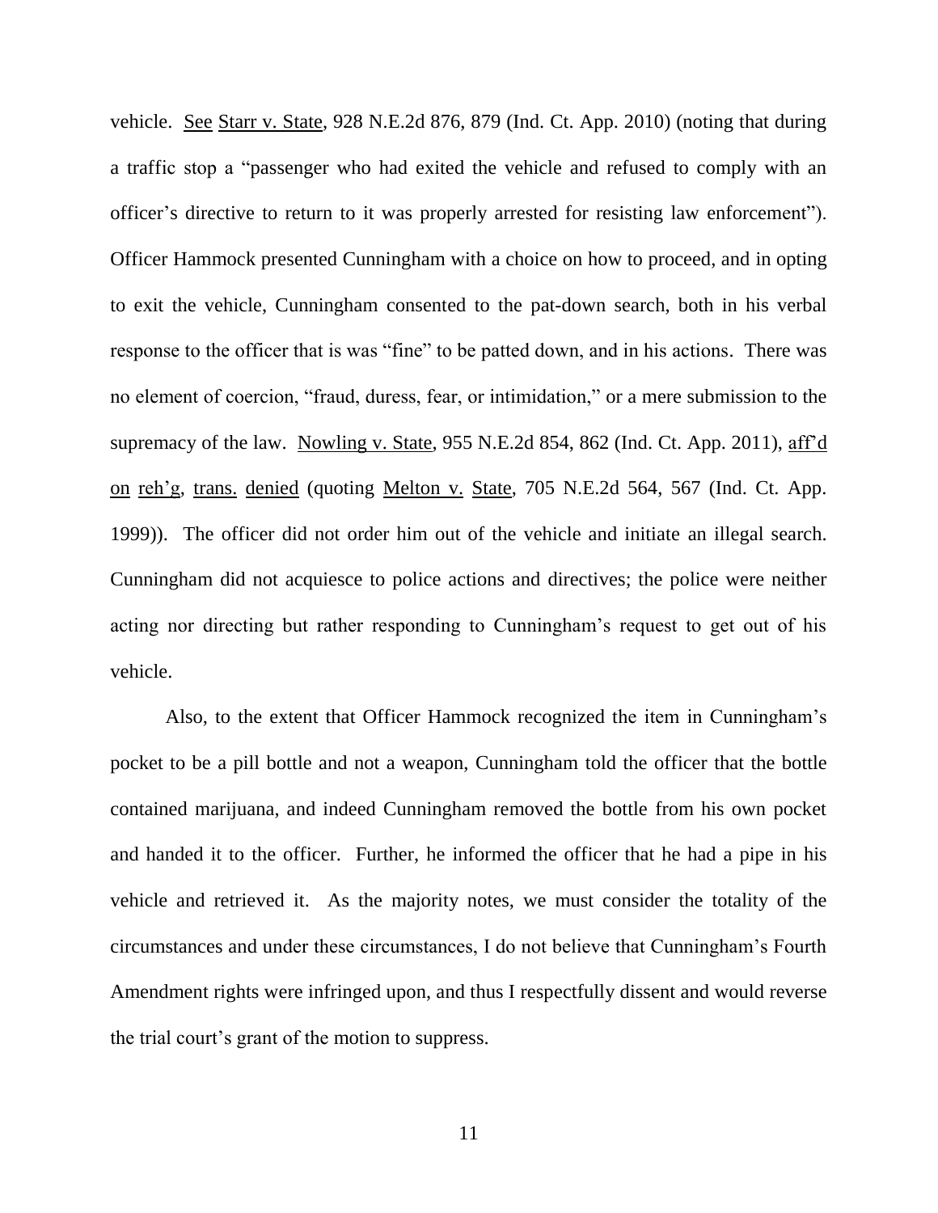vehicle. See Starr v. State, 928 N.E.2d 876, 879 (Ind. Ct. App. 2010) (noting that during a traffic stop a "passenger who had exited the vehicle and refused to comply with an officer's directive to return to it was properly arrested for resisting law enforcement"). Officer Hammock presented Cunningham with a choice on how to proceed, and in opting to exit the vehicle, Cunningham consented to the pat-down search, both in his verbal response to the officer that is was "fine" to be patted down, and in his actions. There was no element of coercion, "fraud, duress, fear, or intimidation," or a mere submission to the supremacy of the law. Nowling v. State, 955 N.E.2d 854, 862 (Ind. Ct. App. 2011), aff'd on reh'g, trans. denied (quoting Melton v. State, 705 N.E.2d 564, 567 (Ind. Ct. App. 1999)). The officer did not order him out of the vehicle and initiate an illegal search. Cunningham did not acquiesce to police actions and directives; the police were neither acting nor directing but rather responding to Cunningham's request to get out of his vehicle.

Also, to the extent that Officer Hammock recognized the item in Cunningham's pocket to be a pill bottle and not a weapon, Cunningham told the officer that the bottle contained marijuana, and indeed Cunningham removed the bottle from his own pocket and handed it to the officer. Further, he informed the officer that he had a pipe in his vehicle and retrieved it. As the majority notes, we must consider the totality of the circumstances and under these circumstances, I do not believe that Cunningham's Fourth Amendment rights were infringed upon, and thus I respectfully dissent and would reverse the trial court's grant of the motion to suppress.